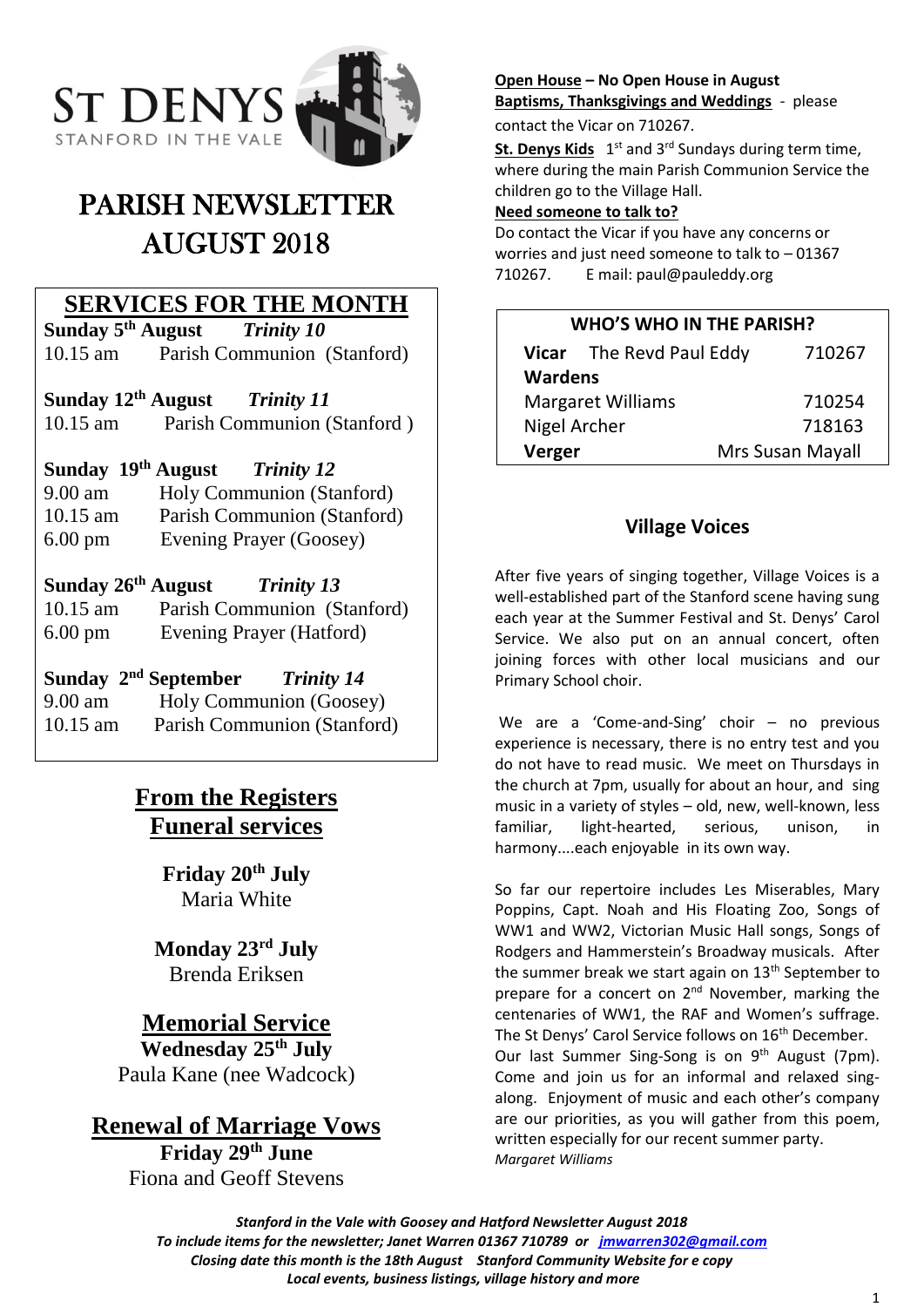ST DENYS
STANFORD IN THE VALE

# PARISH NEWSLETTER AUGUST 2018

## SERVICES FOR THE MONTH

**Sunday 5th August** ***Trinity 10***
10.15 am Parish Communion (Stanford)

**Sunday 12th August** ***Trinity 11***
10.15 am Parish Communion (Stanford )

**Sunday 19th August** ***Trinity 12***
9.00 am Holy Communion (Stanford)
10.15 am Parish Communion (Stanford)
6.00 pm Evening Prayer (Goosey)

**Sunday 26th August** ***Trinity 13***
10.15 am Parish Communion (Stanford)
6.00 pm Evening Prayer (Hatford)

**Sunday 2nd September** ***Trinity 14***
9.00 am Holy Communion (Goosey)
10.15 am Parish Communion (Stanford)

## From the Registers

### Funeral services

**Friday 20th July**
Maria White

**Monday 23rd July**
Brenda Eriksen

### Memorial Service

**Wednesday 25th July**
Paula Kane (nee Wadcock)

### Renewal of Marriage Vows

**Friday 29th June**
Fiona and Geoff Stevens

**Open House – No Open House in August**

**Baptisms, Thanksgivings and Weddings** - please contact the Vicar on 710267.

**St. Denys Kids** 1st and 3rd Sundays during term time, where during the main Parish Communion Service the children go to the Village Hall.

**Need someone to talk to?**
Do contact the Vicar if you have any concerns or worries and just need someone to talk to – 01367 710267. E mail: paul@pauleddy.org

| WHO'S WHO IN THE PARISH? | | |
|---|---|---|
| **Vicar** | The Revd Paul Eddy | 710267 |
| **Wardens** | | |
| Margaret Williams | | 710254 |
| Nigel Archer | | 718163 |
| **Verger** | | Mrs Susan Mayall |

## Village Voices

After five years of singing together, Village Voices is a well-established part of the Stanford scene having sung each year at the Summer Festival and St. Denys' Carol Service. We also put on an annual concert, often joining forces with other local musicians and our Primary School choir.

We are a 'Come-and-Sing' choir – no previous experience is necessary, there is no entry test and you do not have to read music. We meet on Thursdays in the church at 7pm, usually for about an hour, and sing music in a variety of styles – old, new, well-known, less familiar, light-hearted, serious, unison, in harmony....each enjoyable in its own way.

So far our repertoire includes Les Miserables, Mary Poppins, Capt. Noah and His Floating Zoo, Songs of WW1 and WW2, Victorian Music Hall songs, Songs of Rodgers and Hammerstein's Broadway musicals. After the summer break we start again on 13th September to prepare for a concert on 2nd November, marking the centenaries of WW1, the RAF and Women's suffrage. The St Denys' Carol Service follows on 16th December. Our last Summer Sing-Song is on 9th August (7pm). Come and join us for an informal and relaxed sing-along. Enjoyment of music and each other's company are our priorities, as you will gather from this poem, written especially for our recent summer party.
*Margaret Williams*

***Stanford in the Vale with Goosey and Hatford Newsletter August 2018***
***To include items for the newsletter; Janet Warren 01367 710789 or jmwarren302@gmail.com***
***Closing date this month is the 18th August Stanford Community Website for e copy***
***Local events, business listings, village history and more***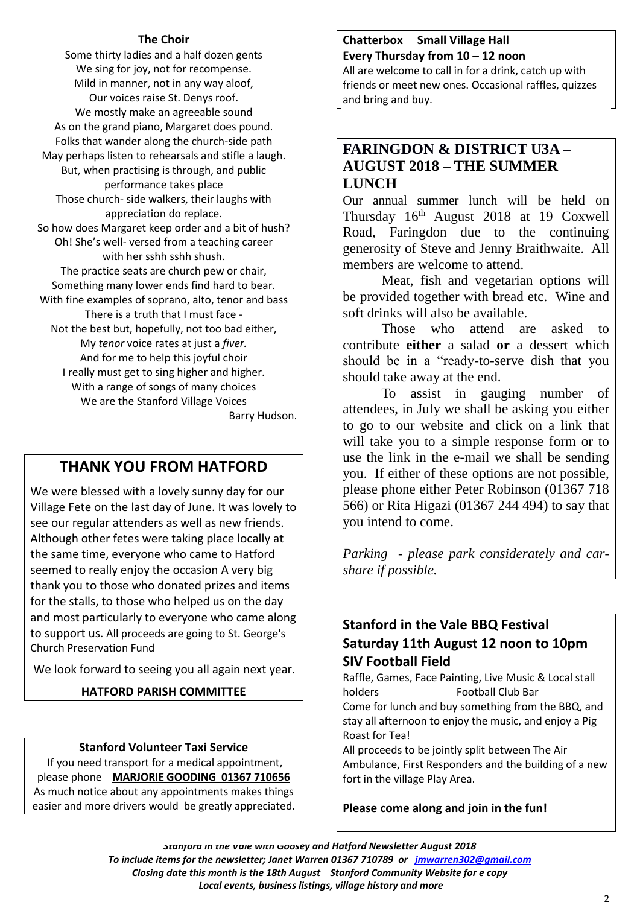## The Choir

Some thirty ladies and a half dozen gents
We sing for joy, not for recompense.
Mild in manner, not in any way aloof,
Our voices raise St. Denys roof.
We mostly make an agreeable sound
As on the grand piano, Margaret does pound.
Folks that wander along the church-side path
May perhaps listen to rehearsals and stifle a laugh.
But, when practising is through, and public performance takes place
Those church- side walkers, their laughs with appreciation do replace.
So how does Margaret keep order and a bit of hush?
Oh! She's well- versed from a teaching career with her sshh sshh shush.
The practice seats are church pew or chair,
Something many lower ends find hard to bear.
With fine examples of soprano, alto, tenor and bass
There is a truth that I must face -
Not the best but, hopefully, not too bad either,
My *tenor* voice rates at just a *fiver.*
And for me to help this joyful choir
I really must get to sing higher and higher.
With a range of songs of many choices
We are the Stanford Village Voices

Barry Hudson.

## THANK YOU FROM HATFORD

We were blessed with a lovely sunny day for our Village Fete on the last day of June. It was lovely to see our regular attenders as well as new friends. Although other fetes were taking place locally at the same time, everyone who came to Hatford seemed to really enjoy the occasion A very big thank you to those who donated prizes and items for the stalls, to those who helped us on the day and most particularly to everyone who came along to support us. All proceeds are going to St. George's Church Preservation Fund

We look forward to seeing you all again next year.

**HATFORD PARISH COMMITTEE**

**Stanford Volunteer Taxi Service**

If you need transport for a medical appointment, please phone **MARJORIE GOODING 01367 710656**
As much notice about any appointments makes things easier and more drivers would be greatly appreciated.

**Chatterbox Small Village Hall**
**Every Thursday from 10 – 12 noon**
All are welcome to call in for a drink, catch up with friends or meet new ones. Occasional raffles, quizzes and bring and buy.

## FARINGDON & DISTRICT U3A – AUGUST 2018 – THE SUMMER LUNCH

Our annual summer lunch will be held on Thursday 16th August 2018 at 19 Coxwell Road, Faringdon due to the continuing generosity of Steve and Jenny Braithwaite. All members are welcome to attend.

Meat, fish and vegetarian options will be provided together with bread etc. Wine and soft drinks will also be available.

Those who attend are asked to contribute **either** a salad **or** a dessert which should be in a "ready-to-serve dish that you should take away at the end.

To assist in gauging number of attendees, in July we shall be asking you either to go to our website and click on a link that will take you to a simple response form or to use the link in the e-mail we shall be sending you. If either of these options are not possible, please phone either Peter Robinson (01367 718 566) or Rita Higazi (01367 244 494) to say that you intend to come.

*Parking - please park considerately and car-share if possible.*

## Stanford in the Vale BBQ Festival
## Saturday 11th August 12 noon to 10pm
## SIV Football Field

Raffle, Games, Face Painting, Live Music & Local stall holders Football Club Bar
Come for lunch and buy something from the BBQ, and stay all afternoon to enjoy the music, and enjoy a Pig Roast for Tea!
All proceeds to be jointly split between The Air Ambulance, First Responders and the building of a new fort in the village Play Area.

**Please come along and join in the fun!**

***Stanford in the Vale with Goosey and Hatford Newsletter August 2018***
***To include items for the newsletter; Janet Warren 01367 710789 or jmwarren302@gmail.com***
***Closing date this month is the 18th August Stanford Community Website for e copy***
***Local events, business listings, village history and more***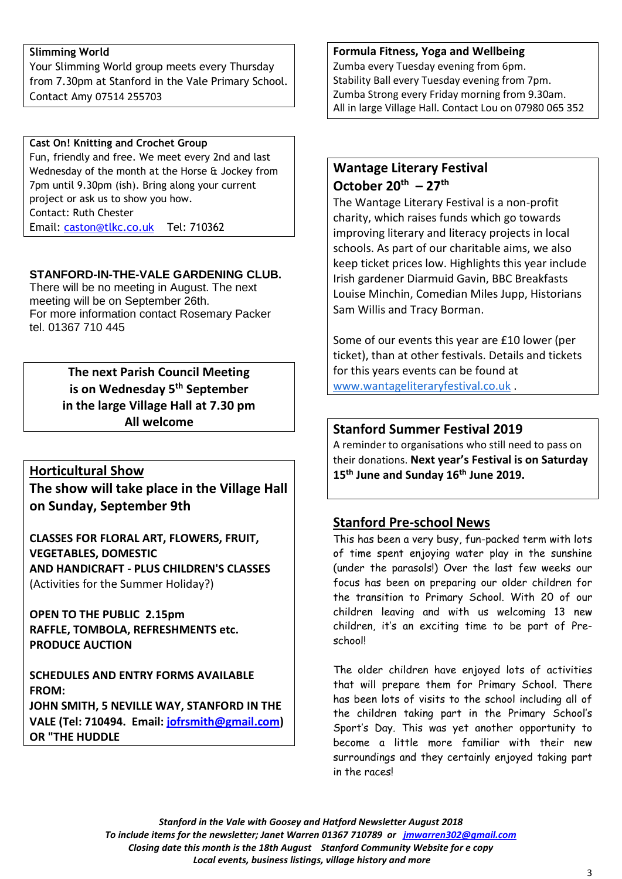**Slimming World**

Your Slimming World group meets every Thursday from 7.30pm at Stanford in the Vale Primary School. Contact Amy 07514 255703

**Cast On! Knitting and Crochet Group**

Fun, friendly and free. We meet every 2nd and last Wednesday of the month at the Horse & Jockey from 7pm until 9.30pm (ish). Bring along your current project or ask us to show you how.
Contact: Ruth Chester
Email: caston@tlkc.co.uk Tel: 710362

**STANFORD-IN-THE-VALE GARDENING CLUB.**

There will be no meeting in August. The next meeting will be on September 26th.
For more information contact Rosemary Packer tel. 01367 710 445

**The next Parish Council Meeting is on Wednesday 5th September in the large Village Hall at 7.30 pm**
**All welcome**

## Horticultural Show

**The show will take place in the Village Hall on Sunday, September 9th**

**CLASSES FOR FLORAL ART, FLOWERS, FRUIT, VEGETABLES, DOMESTIC AND HANDICRAFT - PLUS CHILDREN'S CLASSES**
(Activities for the Summer Holiday?)

**OPEN TO THE PUBLIC 2.15pm**
**RAFFLE, TOMBOLA, REFRESHMENTS etc.**
**PRODUCE AUCTION**

**SCHEDULES AND ENTRY FORMS AVAILABLE FROM:**
**JOHN SMITH, 5 NEVILLE WAY, STANFORD IN THE VALE (Tel: 710494. Email: jofrsmith@gmail.com) OR "THE HUDDLE**

**Formula Fitness, Yoga and Wellbeing**

Zumba every Tuesday evening from 6pm.
Stability Ball every Tuesday evening from 7pm.
Zumba Strong every Friday morning from 9.30am.
All in large Village Hall. Contact Lou on 07980 065 352

## Wantage Literary Festival October 20th – 27th

The Wantage Literary Festival is a non-profit charity, which raises funds which go towards improving literary and literacy projects in local schools. As part of our charitable aims, we also keep ticket prices low. Highlights this year include Irish gardener Diarmuid Gavin, BBC Breakfasts Louise Minchin, Comedian Miles Jupp, Historians Sam Willis and Tracy Borman.

Some of our events this year are £10 lower (per ticket), than at other festivals. Details and tickets for this years events can be found at www.wantageliteraryfestival.co.uk .

## Stanford Summer Festival 2019

A reminder to organisations who still need to pass on their donations. **Next year's Festival is on Saturday 15th June and Sunday 16th June 2019.**

## Stanford Pre-school News

This has been a very busy, fun-packed term with lots of time spent enjoying water play in the sunshine (under the parasols!) Over the last few weeks our focus has been on preparing our older children for the transition to Primary School. With 20 of our children leaving and with us welcoming 13 new children, it's an exciting time to be part of Pre-school!

The older children have enjoyed lots of activities that will prepare them for Primary School. There has been lots of visits to the school including all of the children taking part in the Primary School's Sport's Day. This was yet another opportunity to become a little more familiar with their new surroundings and they certainly enjoyed taking part in the races!

*Stanford in the Vale with Goosey and Hatford Newsletter August 2018*
*To include items for the newsletter; Janet Warren 01367 710789 or jmwarren302@gmail.com*
*Closing date this month is the 18th August Stanford Community Website for e copy*
*Local events, business listings, village history and more*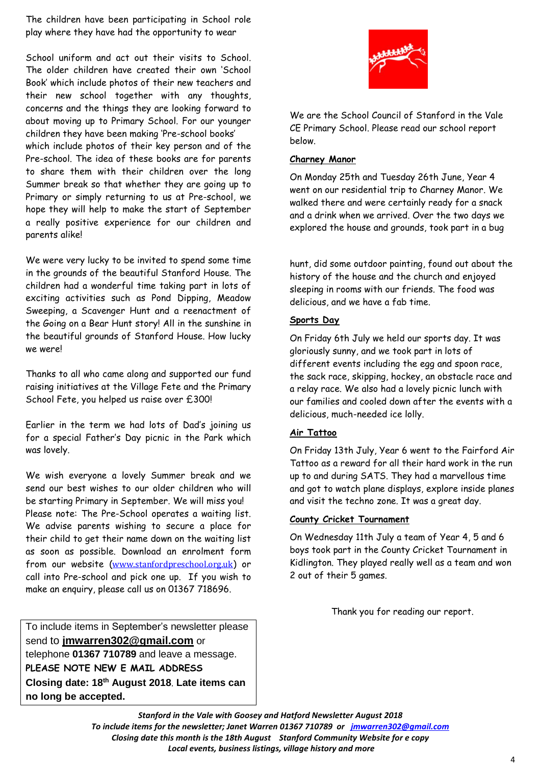The children have been participating in School role play where they have had the opportunity to wear

School uniform and act out their visits to School. The older children have created their own 'School Book' which include photos of their new teachers and their new school together with any thoughts, concerns and the things they are looking forward to about moving up to Primary School. For our younger children they have been making 'Pre-school books' which include photos of their key person and of the Pre-school. The idea of these books are for parents to share them with their children over the long Summer break so that whether they are going up to Primary or simply returning to us at Pre-school, we hope they will help to make the start of September a really positive experience for our children and parents alike!

We were very lucky to be invited to spend some time in the grounds of the beautiful Stanford House. The children had a wonderful time taking part in lots of exciting activities such as Pond Dipping, Meadow Sweeping, a Scavenger Hunt and a reenactment of the Going on a Bear Hunt story! All in the sunshine in the beautiful grounds of Stanford House. How lucky we were!

Thanks to all who came along and supported our fund raising initiatives at the Village Fete and the Primary School Fete, you helped us raise over £300!

Earlier in the term we had lots of Dad's joining us for a special Father's Day picnic in the Park which was lovely.

We wish everyone a lovely Summer break and we send our best wishes to our older children who will be starting Primary in September. We will miss you!
Please note: The Pre-School operates a waiting list. We advise parents wishing to secure a place for their child to get their name down on the waiting list as soon as possible. Download an enrolment form from our website (www.stanfordpreschool.org.uk) or call into Pre-school and pick one up. If you wish to make an enquiry, please call us on 01367 718696.

To include items in September's newsletter please send to **jmwarren302@gmail.com** or telephone **01367 710789** and leave a message.
**PLEASE NOTE NEW E MAIL ADDRESS**
**Closing date: 18th August 2018**. **Late items can no long be accepted.**

We are the School Council of Stanford in the Vale CE Primary School. Please read our school report below.

**Charney Manor**

On Monday 25th and Tuesday 26th June, Year 4 went on our residential trip to Charney Manor. We walked there and were certainly ready for a snack and a drink when we arrived. Over the two days we explored the house and grounds, took part in a bug hunt, did some outdoor painting, found out about the history of the house and the church and enjoyed sleeping in rooms with our friends. The food was delicious, and we have a fab time.

**Sports Day**

On Friday 6th July we held our sports day. It was gloriously sunny, and we took part in lots of different events including the egg and spoon race, the sack race, skipping, hockey, an obstacle race and a relay race. We also had a lovely picnic lunch with our families and cooled down after the events with a delicious, much-needed ice lolly.

**Air Tattoo**

On Friday 13th July, Year 6 went to the Fairford Air Tattoo as a reward for all their hard work in the run up to and during SATS. They had a marvellous time and got to watch plane displays, explore inside planes and visit the techno zone. It was a great day.

**County Cricket Tournament**

On Wednesday 11th July a team of Year 4, 5 and 6 boys took part in the County Cricket Tournament in Kidlington. They played really well as a team and won 2 out of their 5 games.

Thank you for reading our report.